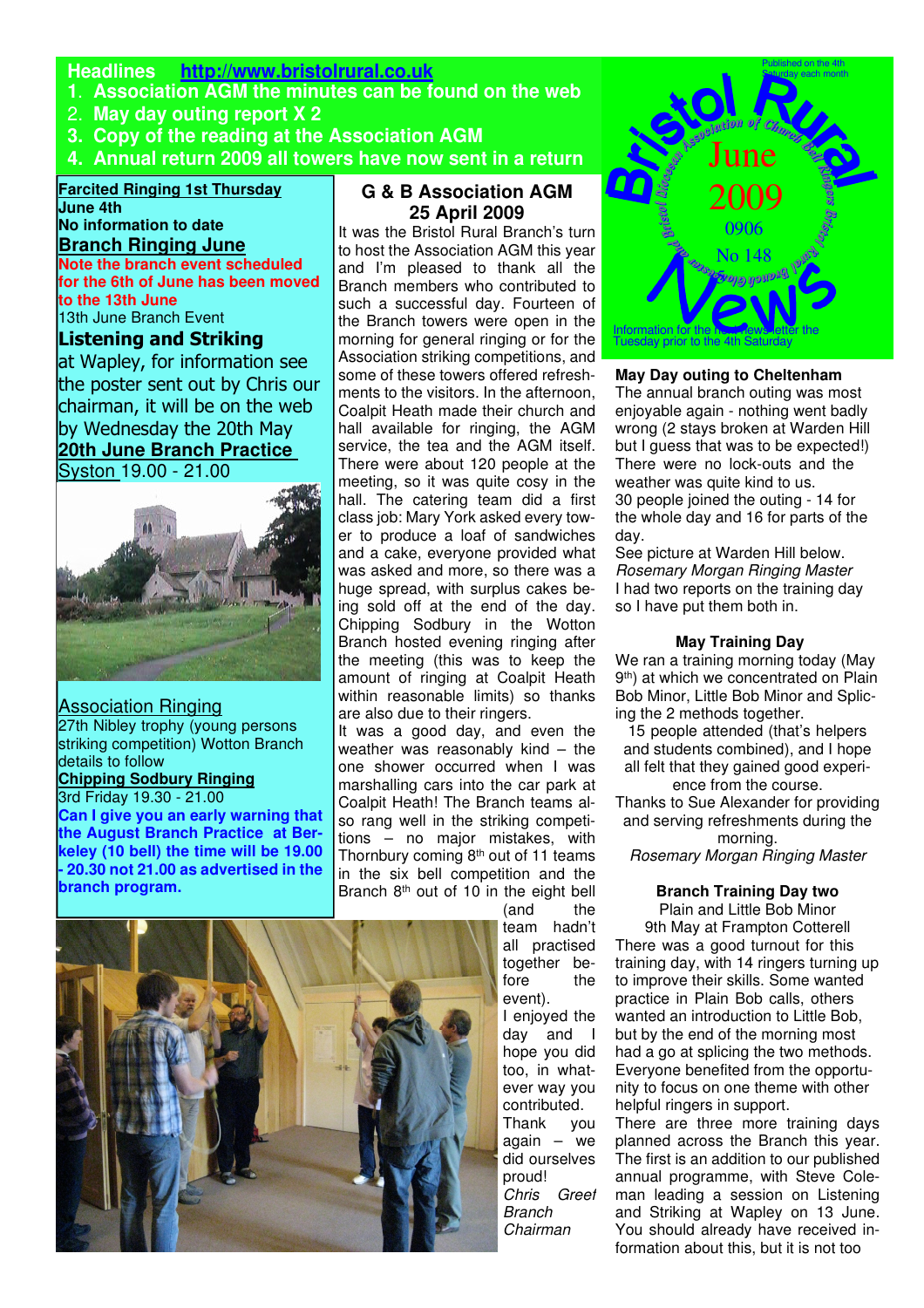# Bristol Rural News

June 2009

0906

No 148

Bristol Diocesan Association of Church Bell Ringers Bristol Rural Branch Newsletter

Published on the 4th Saturday each month

Information for the next newsletter the Tuesday prior to the 4th Saturday

**Headlines** **http://www.bristolrural.co.uk**

1. **Association AGM the minutes can be found on the web**
2. **May day outing report X 2**
3. **Copy of the reading at the Association AGM**
4. **Annual return 2009 all towers have now sent in a return**

**Farcited Ringing 1st Thursday**
**June 4th**
**No information to date**

**Branch Ringing June**

**Note the branch event scheduled for the 6th of June has been moved to the 13th June**

13th June Branch Event

**Listening and Striking**

at Wapley, for information see the poster sent out by Chris our chairman, it will be on the web by Wednesday the 20th May

**20th June Branch Practice**

Syston 19.00 - 21.00

Association Ringing

27th Nibley trophy (young persons striking competition) Wotton Branch details to follow

**Chipping Sodbury Ringing**

3rd Friday 19.30 - 21.00

**Can I give you an early warning that the August Branch Practice at Berkeley (10 bell) the time will be 19.00 - 20.30 not 21.00 as advertised in the branch program.**

## G & B Association AGM 25 April 2009

It was the Bristol Rural Branch's turn to host the Association AGM this year and I'm pleased to thank all the Branch members who contributed to such a successful day. Fourteen of the Branch towers were open in the morning for general ringing or for the Association striking competitions, and some of these towers offered refreshments to the visitors. In the afternoon, Coalpit Heath made their church and hall available for ringing, the AGM service, the tea and the AGM itself. There were about 120 people at the meeting, so it was quite cosy in the hall. The catering team did a first class job: Mary York asked every tower to produce a loaf of sandwiches and a cake, everyone provided what was asked and more, so there was a huge spread, with surplus cakes being sold off at the end of the day. Chipping Sodbury in the Wotton Branch hosted evening ringing after the meeting (this was to keep the amount of ringing at Coalpit Heath within reasonable limits) so thanks are also due to their ringers.

It was a good day, and even the weather was reasonably kind – the one shower occurred when I was marshalling cars into the car park at Coalpit Heath! The Branch teams also rang well in the striking competitions – no major mistakes, with Thornbury coming 8th out of 11 teams in the six bell competition and the Branch 8th out of 10 in the eight bell (and the team hadn't all practised together before the event).

I enjoyed the day and I hope you did too, in whatever way you contributed. Thank you again – we did ourselves proud!

*Chris Greef Branch Chairman*

## May Day outing to Cheltenham

The annual branch outing was most enjoyable again - nothing went badly wrong (2 stays broken at Warden Hill but I guess that was to be expected!) There were no lock-outs and the weather was quite kind to us.

30 people joined the outing - 14 for the whole day and 16 for parts of the day.

See picture at Warden Hill below.

*Rosemary Morgan Ringing Master*

I had two reports on the training day so I have put them both in.

## May Training Day

We ran a training morning today (May 9th) at which we concentrated on Plain Bob Minor, Little Bob Minor and Splicing the 2 methods together.

15 people attended (that's helpers and students combined), and I hope all felt that they gained good experience from the course.

Thanks to Sue Alexander for providing and serving refreshments during the morning.

*Rosemary Morgan Ringing Master*

## Branch Training Day two

Plain and Little Bob Minor

9th May at Frampton Cotterell

There was a good turnout for this training day, with 14 ringers turning up to improve their skills. Some wanted practice in Plain Bob calls, others wanted an introduction to Little Bob, but by the end of the morning most had a go at splicing the two methods. Everyone benefited from the opportunity to focus on one theme with other helpful ringers in support.

There are three more training days planned across the Branch this year. The first is an addition to our published annual programme, with Steve Coleman leading a session on Listening and Striking at Wapley on 13 June. You should already have received information about this, but it is not too